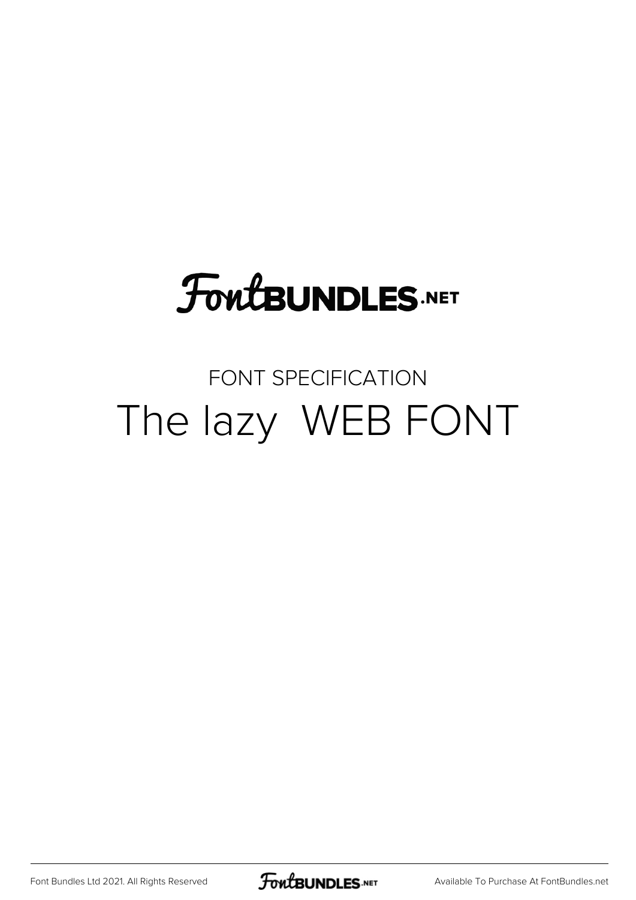# FontBUNDLES.NET

FONT SPECIFICATION

## The lazy  WEB FONT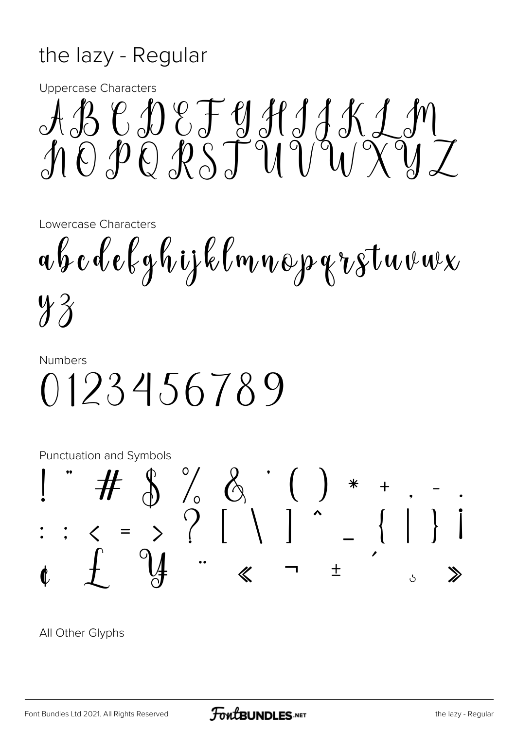# the lazy - Regular

Uppercase Characters

A B C D E F G H I J K L M
N O P Q R S T U V W X Y Z

Lowercase Characters

a b c d e f g h i j k l m n o p q r s t u v w x
y z

Numbers

0123456789

Punctuation and Symbols

! " # $ % & ' ( ) * + , - .
: ; < = > ? [ \ ] ^ _ { | } ¡
¢ £ ¥ ¨ « ¬ ± ´ ¸ »

All Other Glyphs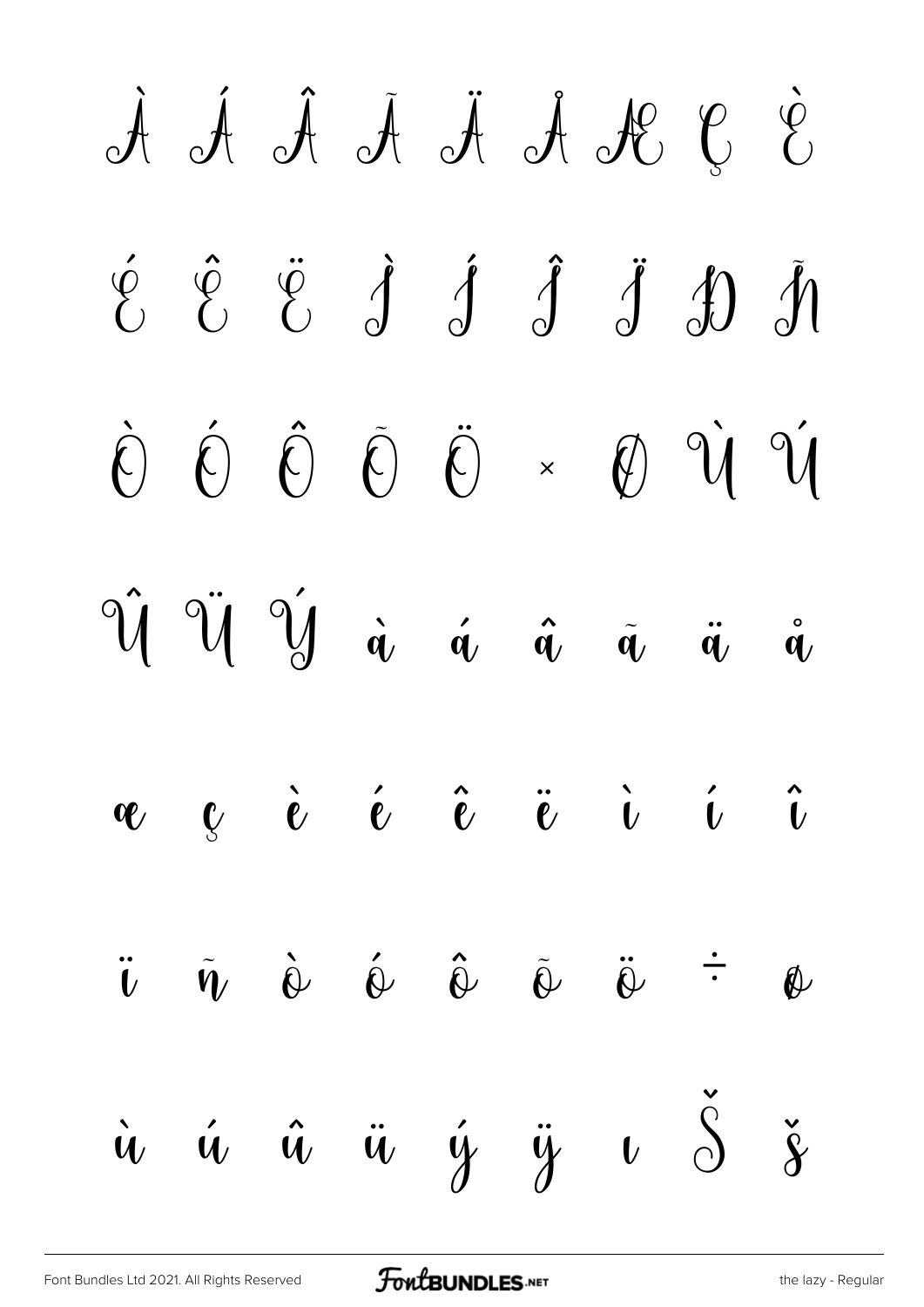À Á Â Ã Ä Å Æ Ç È

É Ê Ë Ì Í Î Ï Ð Ñ

Ò Ó Ô Õ Ö × Ø Ù Ú

Û Ü Ý à á â ã ä å

æ ç è é ê ë ì í î

ï ñ ò ó ô õ ö ÷ ø

ù ú û ü ý ÿ ı Š š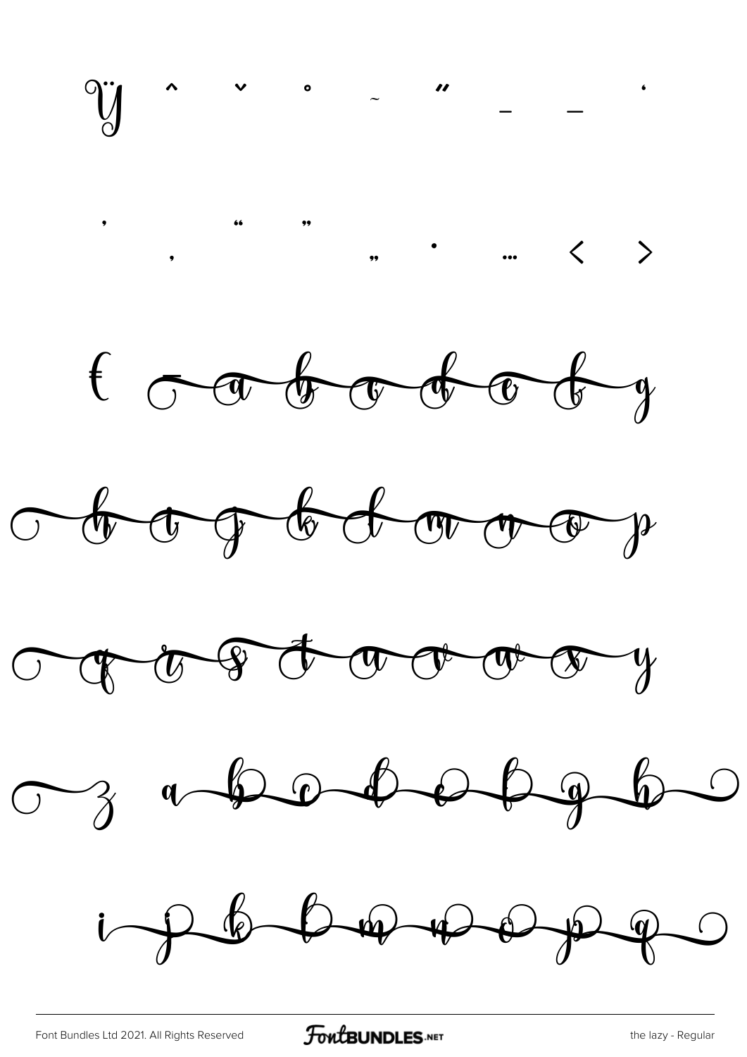ÿ ˆ ˇ ˚ ˜ ˝ – — '

' ‚ " " „ • … ‹ ›

€ ‾ a b c d e f g

h i j k l m n o p

q r s t u v w x y

z a b c d e f g h

i j k l m n o p q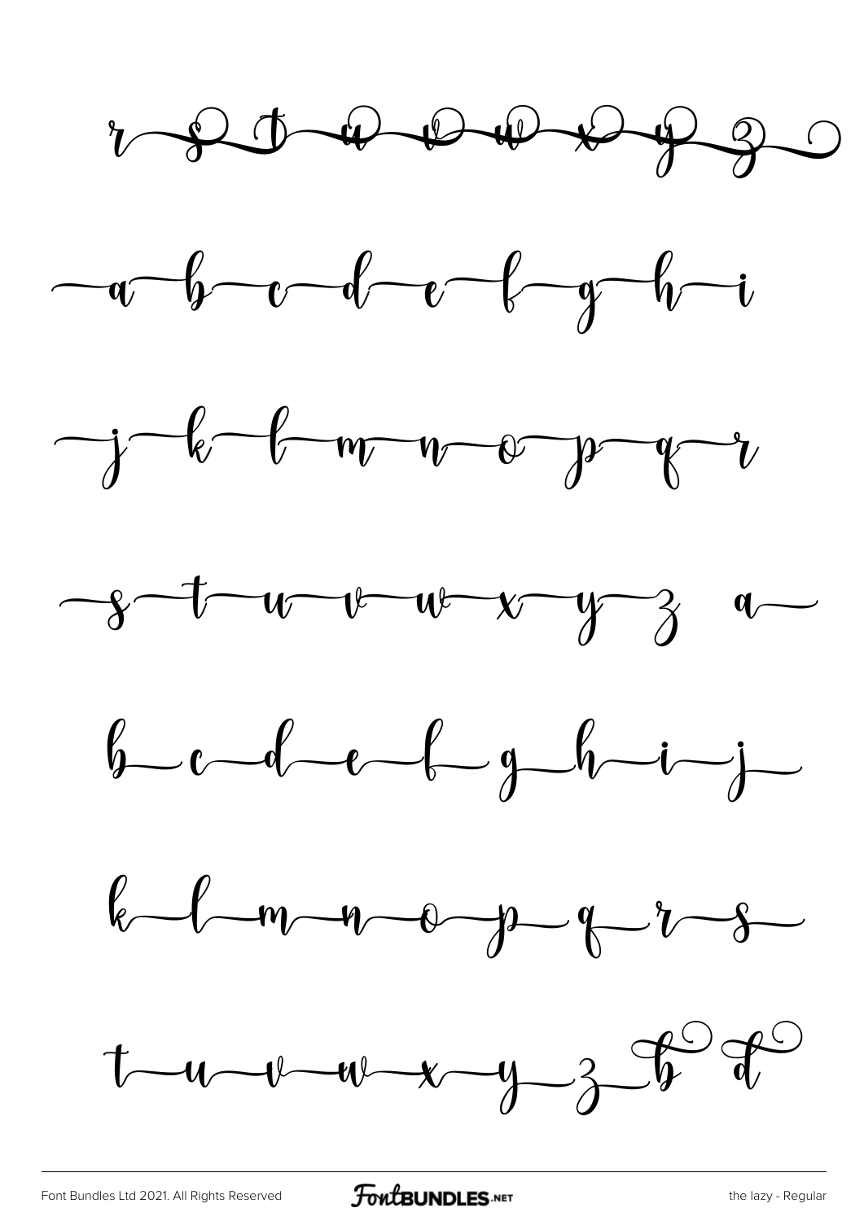r s t u v w x y z

a b c d e f g h i

j k l m n o p q r

s t u v w x y z a

b c d e f g h i j

k l m n o p q r s

t u v w x y z b d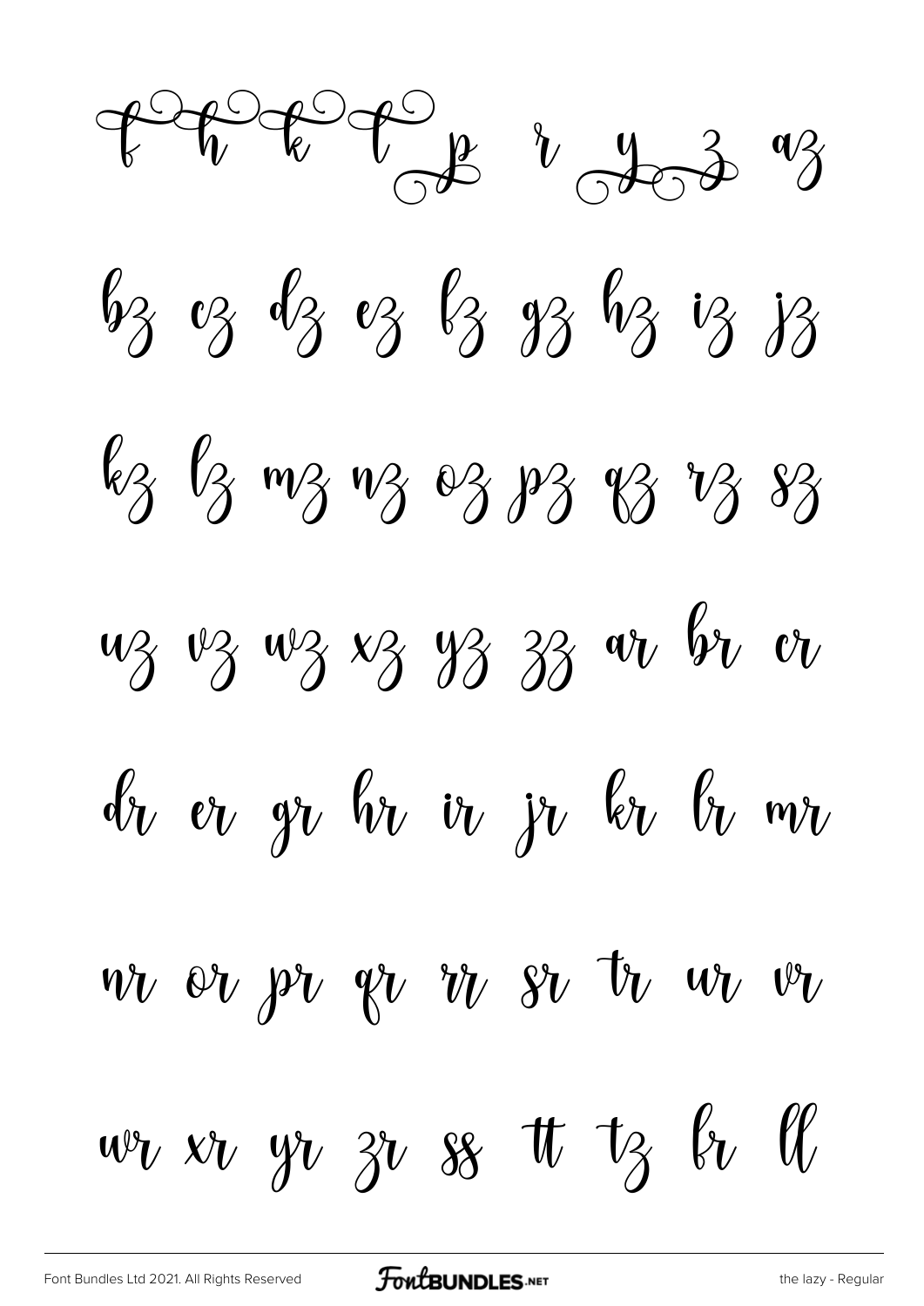f h k t p r y z az

bz cz dz ez fz gz hz iz jz

kz lz mz nz oz pz qz rz sz

uz vz wz xz yz zz ar br cr

dr er gr hr ir jr kr lr mr

nr or pr qr rr sr tr ur vr

wr xr yr zr ss tt tz fr ll